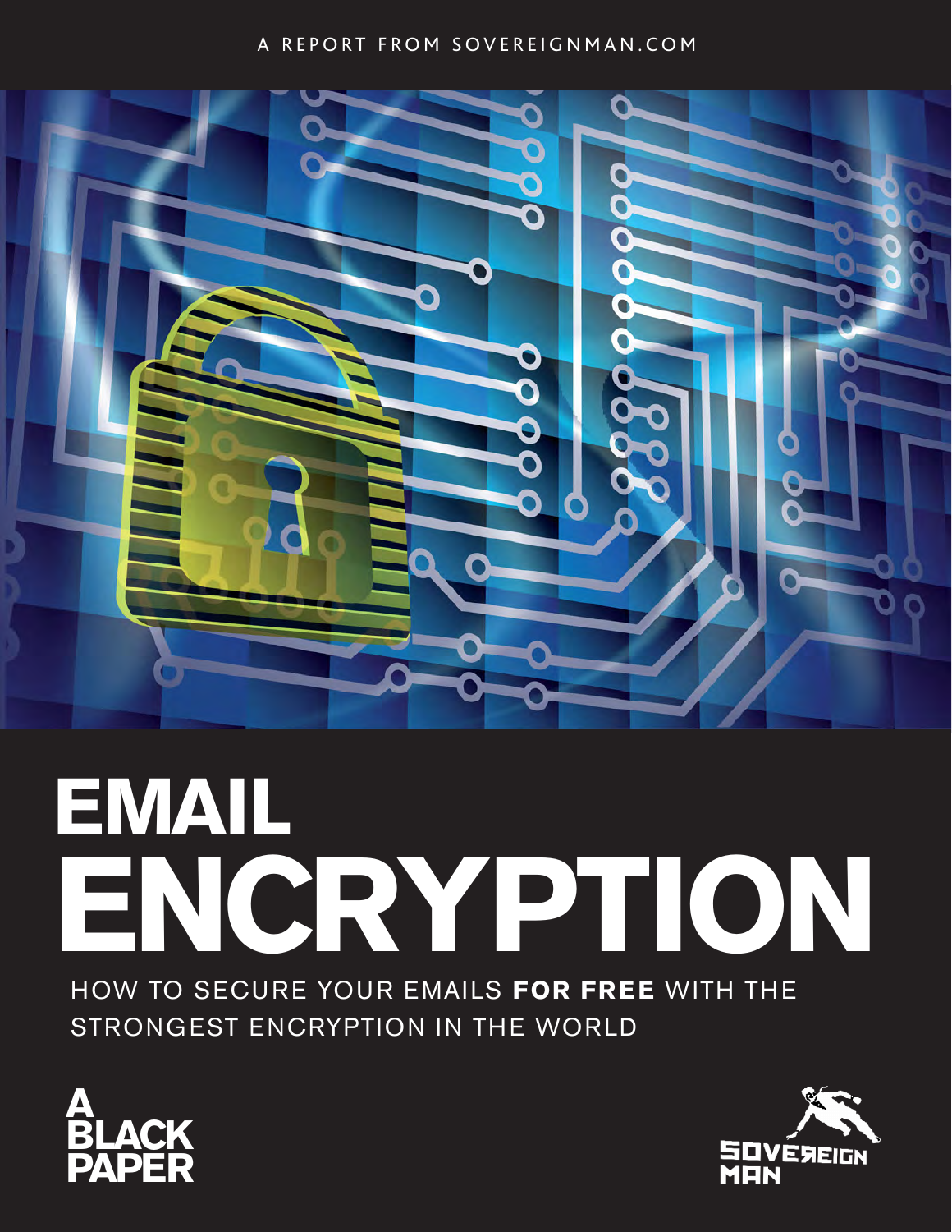A REPORT FROM SOVEREIGNMAN.COM

# EMAIL ENCRYPTION

HOW TO SECURE YOUR EMAILS **FOR FREE** WITH THE STRONGEST ENCRYPTION IN THE WORLD

A BLACK PAPER

SOVEREIGN MAN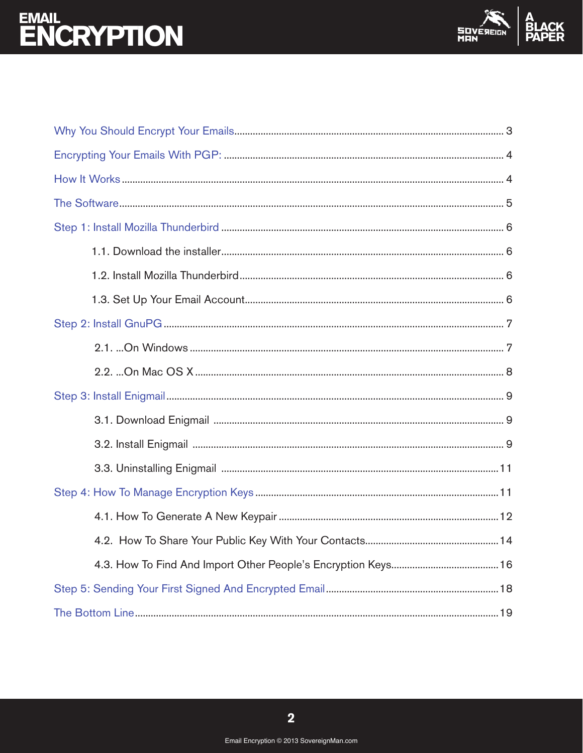Why You Should Encrypt Your Emails ........ 3

Encrypting Your Emails With PGP: ........ 4

How It Works ........ 4

The Software ........ 5

Step 1: Install Mozilla Thunderbird ........ 6

- 1.1. Download the installer ........ 6
- 1.2. Install Mozilla Thunderbird ........ 6
- 1.3. Set Up Your Email Account ........ 6

Step 2: Install GnuPG ........ 7

- 2.1. ...On Windows ........ 7
- 2.2. ...On Mac OS X ........ 8

Step 3: Install Enigmail ........ 9

- 3.1. Download Enigmail ........ 9
- 3.2. Install Enigmail ........ 9
- 3.3. Uninstalling Enigmail ........ 11

Step 4: How To Manage Encryption Keys ........ 11

- 4.1. How To Generate A New Keypair ........ 12
- 4.2. How To Share Your Public Key With Your Contacts ........ 14
- 4.3. How To Find And Import Other People's Encryption Keys ........ 16

Step 5: Sending Your First Signed And Encrypted Email ........ 18

The Bottom Line ........ 19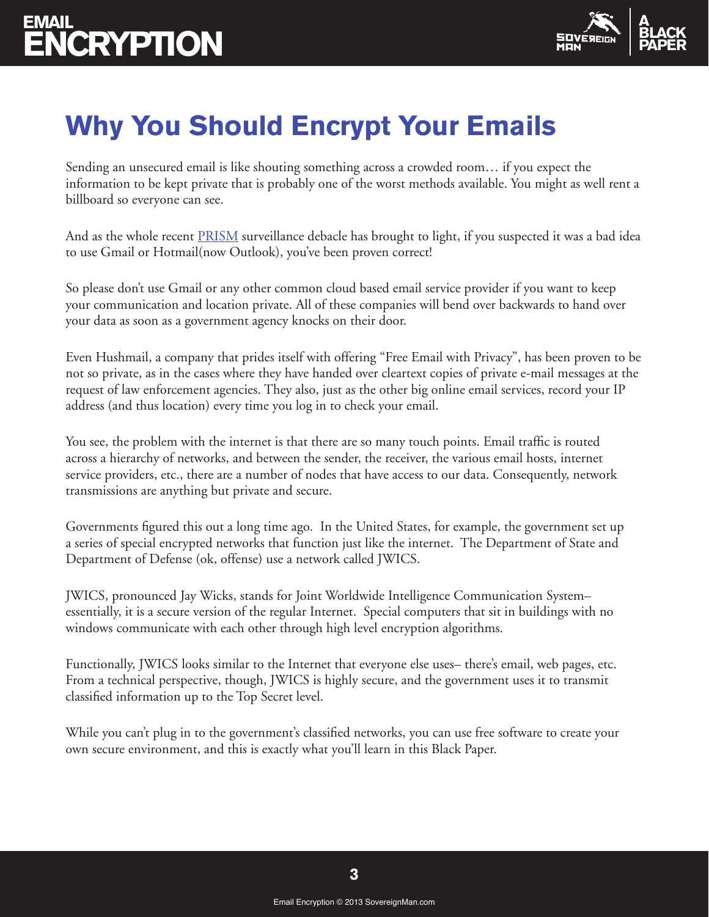# Why You Should Encrypt Your Emails

Sending an unsecured email is like shouting something across a crowded room… if you expect the information to be kept private that is probably one of the worst methods available. You might as well rent a billboard so everyone can see.

And as the whole recent PRISM surveillance debacle has brought to light, if you suspected it was a bad idea to use Gmail or Hotmail(now Outlook), you've been proven correct!

So please don't use Gmail or any other common cloud based email service provider if you want to keep your communication and location private. All of these companies will bend over backwards to hand over your data as soon as a government agency knocks on their door.

Even Hushmail, a company that prides itself with offering "Free Email with Privacy", has been proven to be not so private, as in the cases where they have handed over cleartext copies of private e-mail messages at the request of law enforcement agencies. They also, just as the other big online email services, record your IP address (and thus location) every time you log in to check your email.

You see, the problem with the internet is that there are so many touch points. Email traffic is routed across a hierarchy of networks, and between the sender, the receiver, the various email hosts, internet service providers, etc., there are a number of nodes that have access to our data. Consequently, network transmissions are anything but private and secure.

Governments figured this out a long time ago. In the United States, for example, the government set up a series of special encrypted networks that function just like the internet. The Department of State and Department of Defense (ok, offense) use a network called JWICS.

JWICS, pronounced Jay Wicks, stands for Joint Worldwide Intelligence Communication System– essentially, it is a secure version of the regular Internet. Special computers that sit in buildings with no windows communicate with each other through high level encryption algorithms.

Functionally, JWICS looks similar to the Internet that everyone else uses– there's email, web pages, etc. From a technical perspective, though, JWICS is highly secure, and the government uses it to transmit classified information up to the Top Secret level.

While you can't plug in to the government's classified networks, you can use free software to create your own secure environment, and this is exactly what you'll learn in this Black Paper.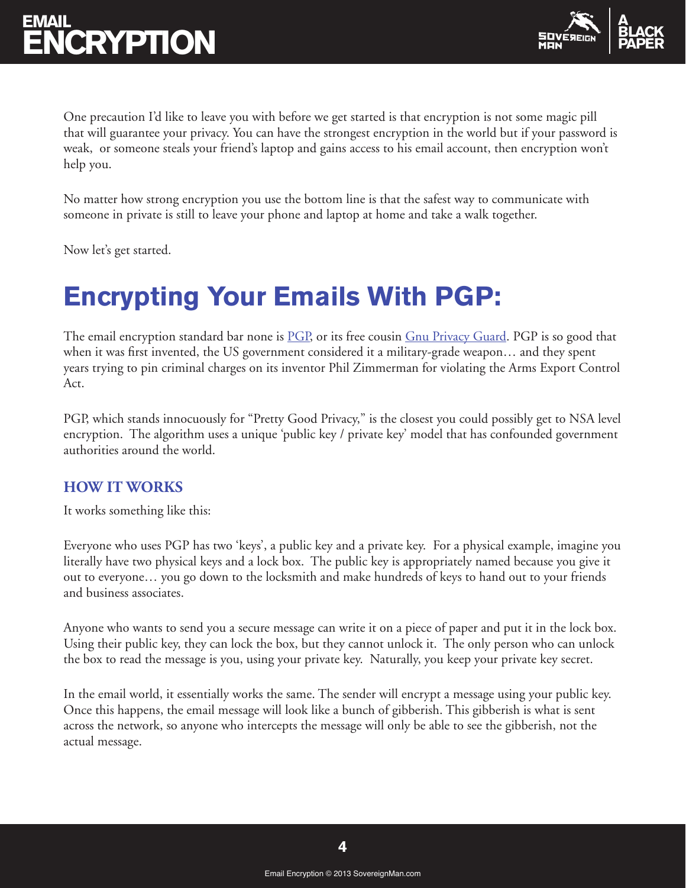One precaution I'd like to leave you with before we get started is that encryption is not some magic pill that will guarantee your privacy. You can have the strongest encryption in the world but if your password is weak, or someone steals your friend's laptop and gains access to his email account, then encryption won't help you.

No matter how strong encryption you use the bottom line is that the safest way to communicate with someone in private is still to leave your phone and laptop at home and take a walk together.

Now let's get started.

# Encrypting Your Emails With PGP:

The email encryption standard bar none is PGP, or its free cousin Gnu Privacy Guard. PGP is so good that when it was first invented, the US government considered it a military-grade weapon… and they spent years trying to pin criminal charges on its inventor Phil Zimmerman for violating the Arms Export Control Act.

PGP, which stands innocuously for "Pretty Good Privacy," is the closest you could possibly get to NSA level encryption. The algorithm uses a unique 'public key / private key' model that has confounded government authorities around the world.

### HOW IT WORKS

It works something like this:

Everyone who uses PGP has two 'keys', a public key and a private key. For a physical example, imagine you literally have two physical keys and a lock box. The public key is appropriately named because you give it out to everyone… you go down to the locksmith and make hundreds of keys to hand out to your friends and business associates.

Anyone who wants to send you a secure message can write it on a piece of paper and put it in the lock box. Using their public key, they can lock the box, but they cannot unlock it. The only person who can unlock the box to read the message is you, using your private key. Naturally, you keep your private key secret.

In the email world, it essentially works the same. The sender will encrypt a message using your public key. Once this happens, the email message will look like a bunch of gibberish. This gibberish is what is sent across the network, so anyone who intercepts the message will only be able to see the gibberish, not the actual message.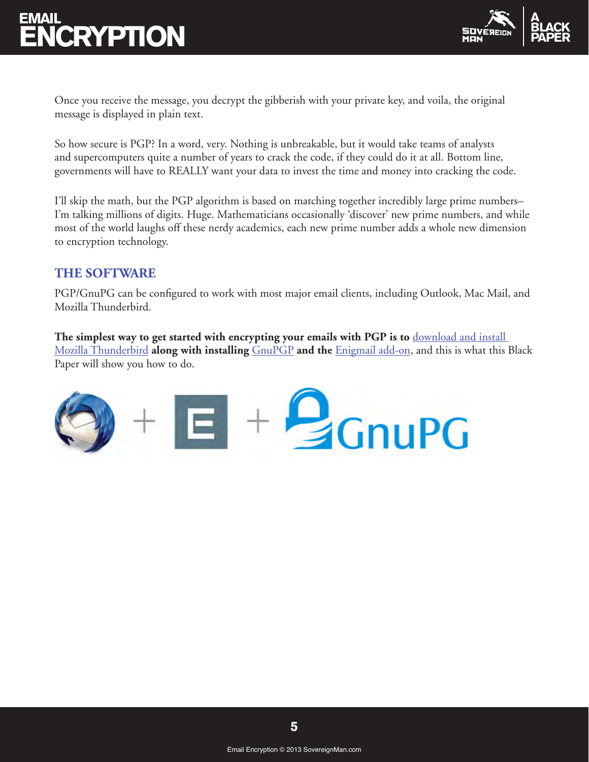Once you receive the message, you decrypt the gibberish with your private key, and voila, the original message is displayed in plain text.

So how secure is PGP? In a word, very. Nothing is unbreakable, but it would take teams of analysts and supercomputers quite a number of years to crack the code, if they could do it at all. Bottom line, governments will have to REALLY want your data to invest the time and money into cracking the code.

I'll skip the math, but the PGP algorithm is based on matching together incredibly large prime numbers–I'm talking millions of digits. Huge. Mathematicians occasionally 'discover' new prime numbers, and while most of the world laughs off these nerdy academics, each new prime number adds a whole new dimension to encryption technology.

## THE SOFTWARE

PGP/GnuPG can be configured to work with most major email clients, including Outlook, Mac Mail, and Mozilla Thunderbird.

**The simplest way to get started with encrypting your emails with PGP is to** download and install Mozilla Thunderbird **along with installing** GnuPGP **and the** Enigmail add-on, and this is what this Black Paper will show you how to do.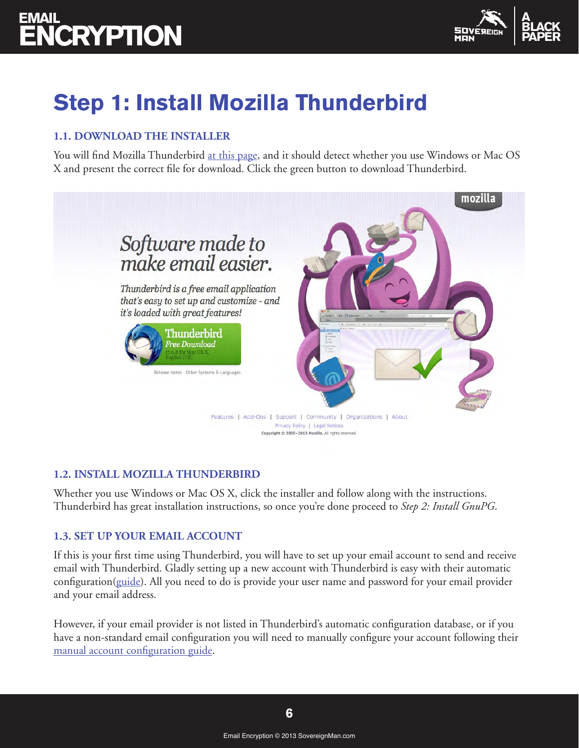# Step 1: Install Mozilla Thunderbird

### 1.1. DOWNLOAD THE INSTALLER

You will find Mozilla Thunderbird at this page, and it should detect whether you use Windows or Mac OS X and present the correct file for download. Click the green button to download Thunderbird.

### 1.2. INSTALL MOZILLA THUNDERBIRD

Whether you use Windows or Mac OS X, click the installer and follow along with the instructions. Thunderbird has great installation instructions, so once you're done proceed to *Step 2: Install GnuPG*.

### 1.3. SET UP YOUR EMAIL ACCOUNT

If this is your first time using Thunderbird, you will have to set up your email account to send and receive email with Thunderbird. Gladly setting up a new account with Thunderbird is easy with their automatic configuration(guide). All you need to do is provide your user name and password for your email provider and your email address.

However, if your email provider is not listed in Thunderbird's automatic configuration database, or if you have a non-standard email configuration you will need to manually configure your account following their manual account configuration guide.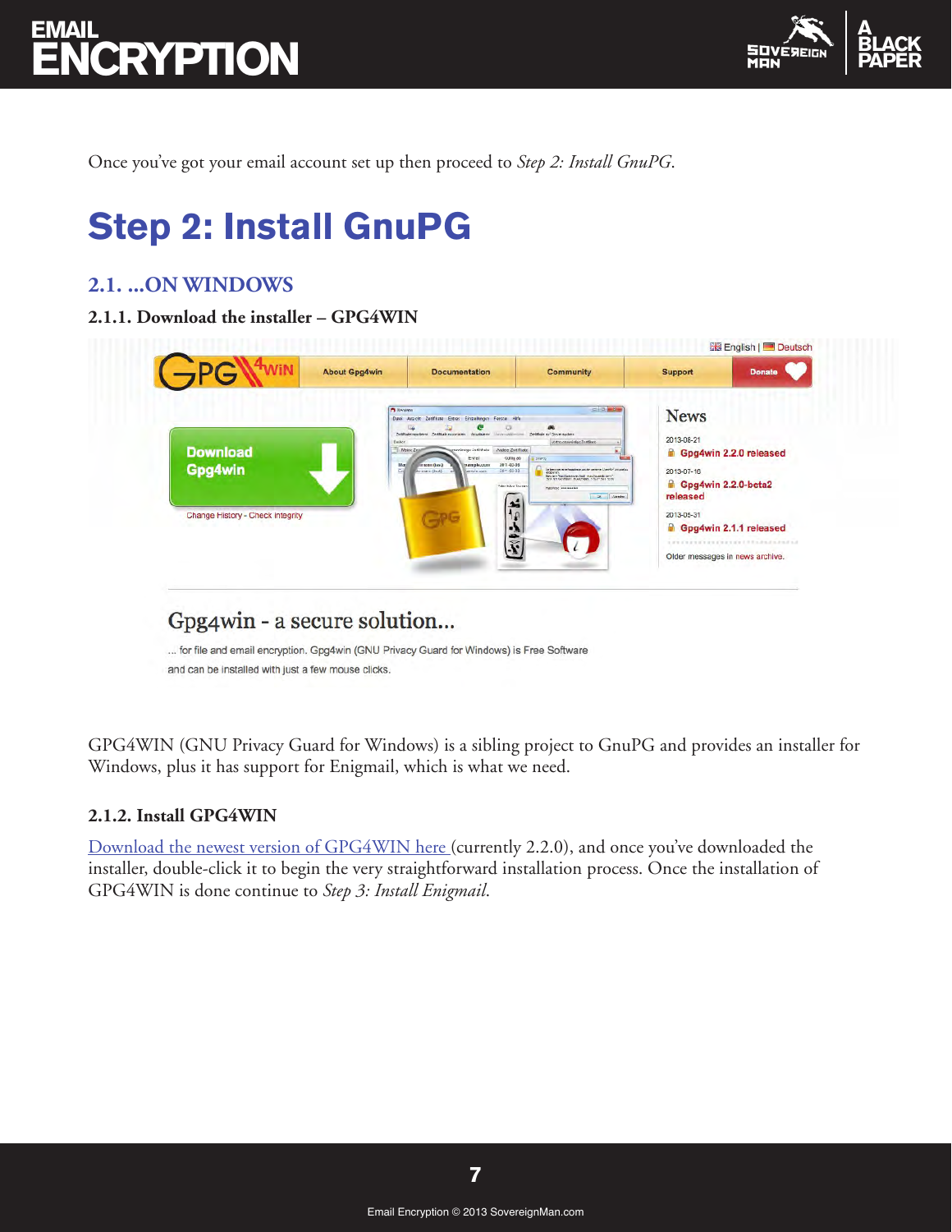Once you've got your email account set up then proceed to *Step 2: Install GnuPG.*

# Step 2: Install GnuPG

## 2.1. ...ON WINDOWS

### 2.1.1. Download the installer – GPG4WIN

GPG4WIN (GNU Privacy Guard for Windows) is a sibling project to GnuPG and provides an installer for Windows, plus it has support for Enigmail, which is what we need.

### 2.1.2. Install GPG4WIN

Download the newest version of GPG4WIN here (currently 2.2.0), and once you've downloaded the installer, double-click it to begin the very straightforward installation process. Once the installation of GPG4WIN is done continue to *Step 3: Install Enigmail.*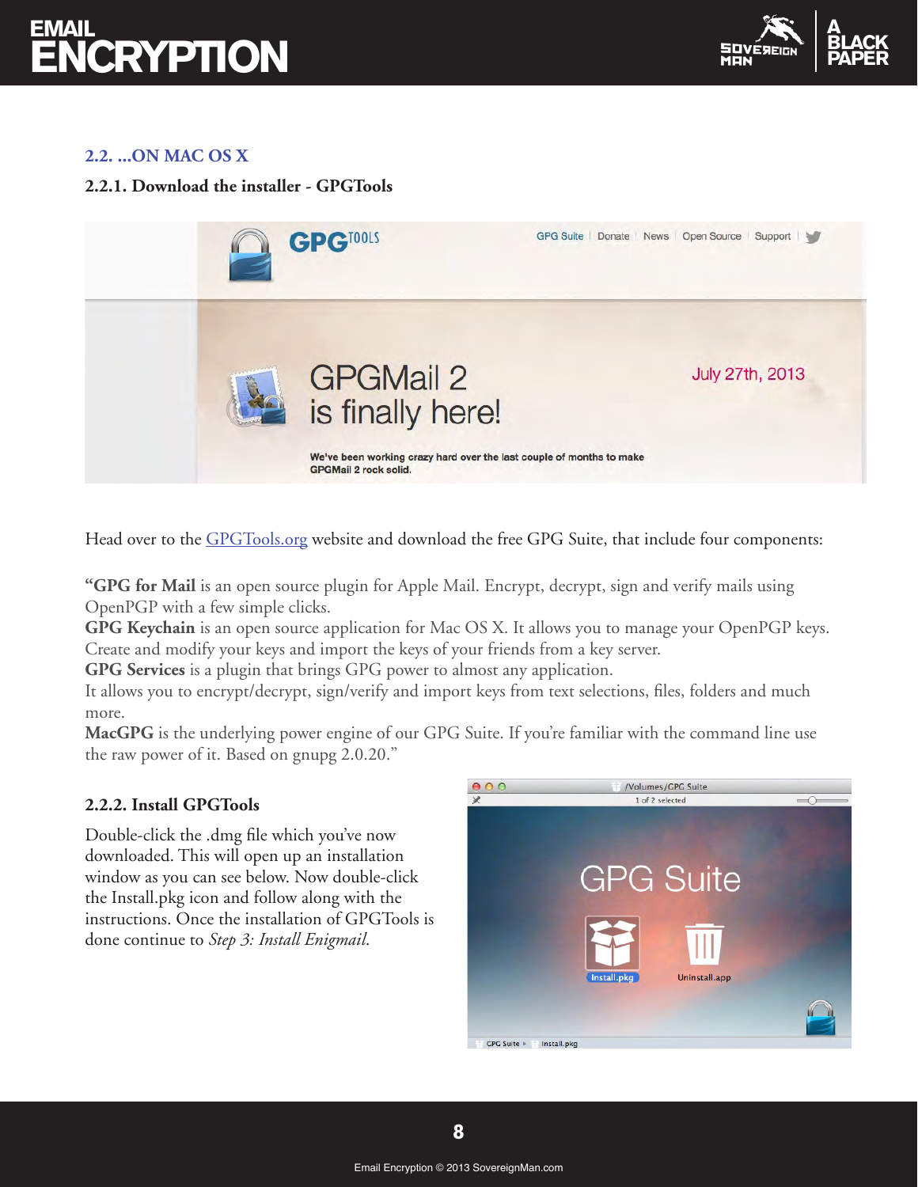## 2.2. ...ON MAC OS X

### 2.2.1. Download the installer - GPGTools

Head over to the GPGTools.org website and download the free GPG Suite, that include four components:

"**GPG for Mail** is an open source plugin for Apple Mail. Encrypt, decrypt, sign and verify mails using OpenPGP with a few simple clicks.
**GPG Keychain** is an open source application for Mac OS X. It allows you to manage your OpenPGP keys. Create and modify your keys and import the keys of your friends from a key server.
**GPG Services** is a plugin that brings GPG power to almost any application.
It allows you to encrypt/decrypt, sign/verify and import keys from text selections, files, folders and much more.
**MacGPG** is the underlying power engine of our GPG Suite. If you're familiar with the command line use the raw power of it. Based on gnupg 2.0.20."

### 2.2.2. Install GPGTools

Double-click the .dmg file which you've now downloaded. This will open up an installation window as you can see below. Now double-click the Install.pkg icon and follow along with the instructions. Once the installation of GPGTools is done continue to *Step 3: Install Enigmail*.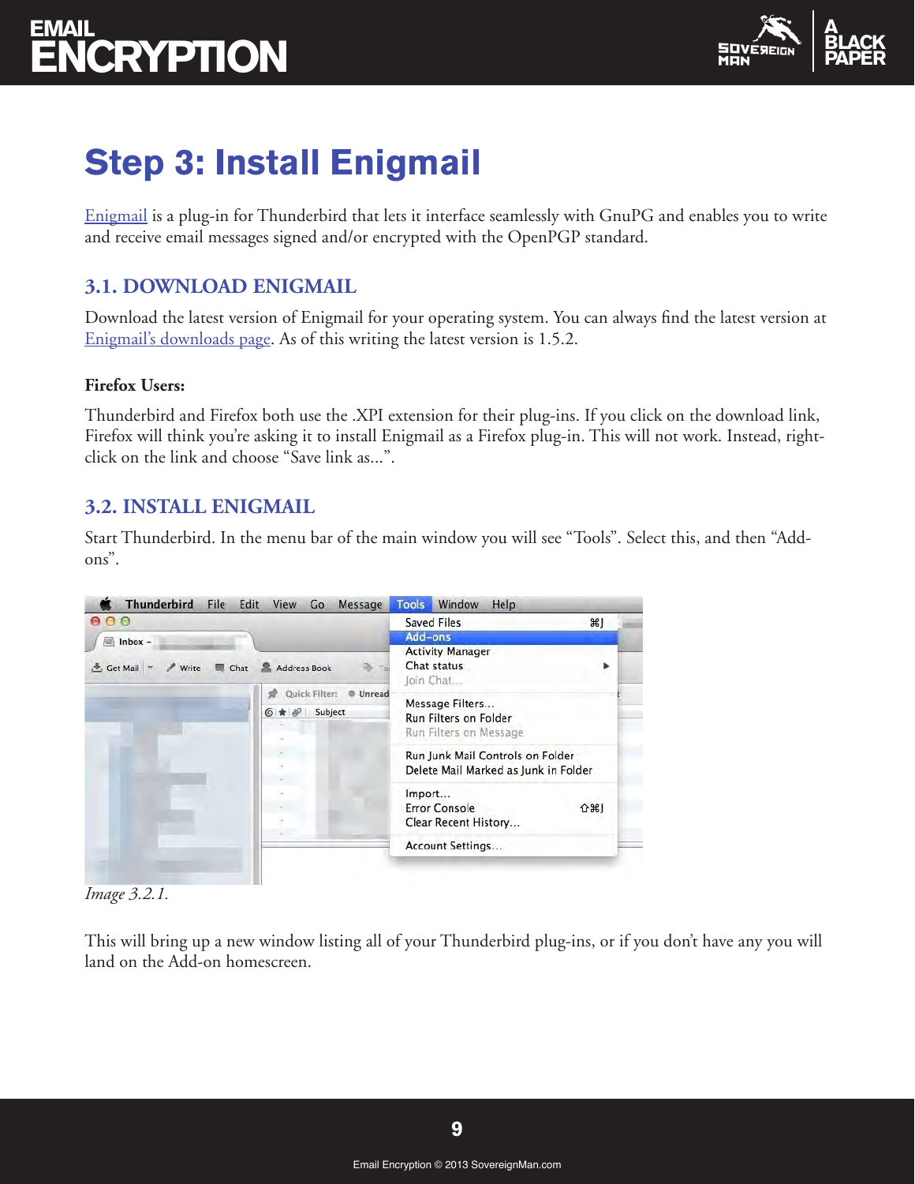# Step 3: Install Enigmail

Enigmail is a plug-in for Thunderbird that lets it interface seamlessly with GnuPG and enables you to write and receive email messages signed and/or encrypted with the OpenPGP standard.

## 3.1. DOWNLOAD ENIGMAIL

Download the latest version of Enigmail for your operating system. You can always find the latest version at Enigmail's downloads page. As of this writing the latest version is 1.5.2.

**Firefox Users:**

Thunderbird and Firefox both use the .XPI extension for their plug-ins. If you click on the download link, Firefox will think you're asking it to install Enigmail as a Firefox plug-in. This will not work. Instead, right-click on the link and choose "Save link as...".

## 3.2. INSTALL ENIGMAIL

Start Thunderbird. In the menu bar of the main window you will see "Tools". Select this, and then "Add-ons".

*Image 3.2.1.*

This will bring up a new window listing all of your Thunderbird plug-ins, or if you don't have any you will land on the Add-on homescreen.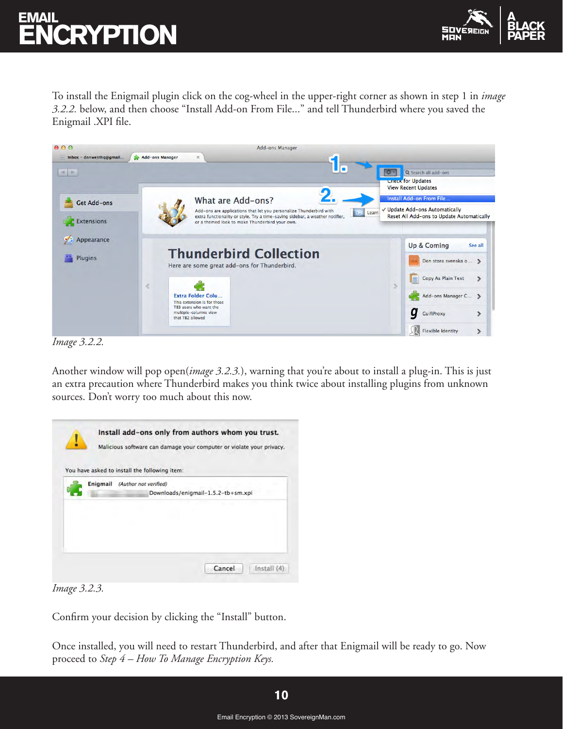To install the Enigmail plugin click on the cog-wheel in the upper-right corner as shown in step 1 in *image 3.2.2.* below, and then choose "Install Add-on From File..." and tell Thunderbird where you saved the Enigmail .XPI file.

*Image 3.2.2.*

Another window will pop open(*image 3.2.3.*), warning that you're about to install a plug-in. This is just an extra precaution where Thunderbird makes you think twice about installing plugins from unknown sources. Don't worry too much about this now.

*Image 3.2.3.*

Confirm your decision by clicking the "Install" button.

Once installed, you will need to restart Thunderbird, and after that Enigmail will be ready to go. Now proceed to *Step 4 – How To Manage Encryption Keys.*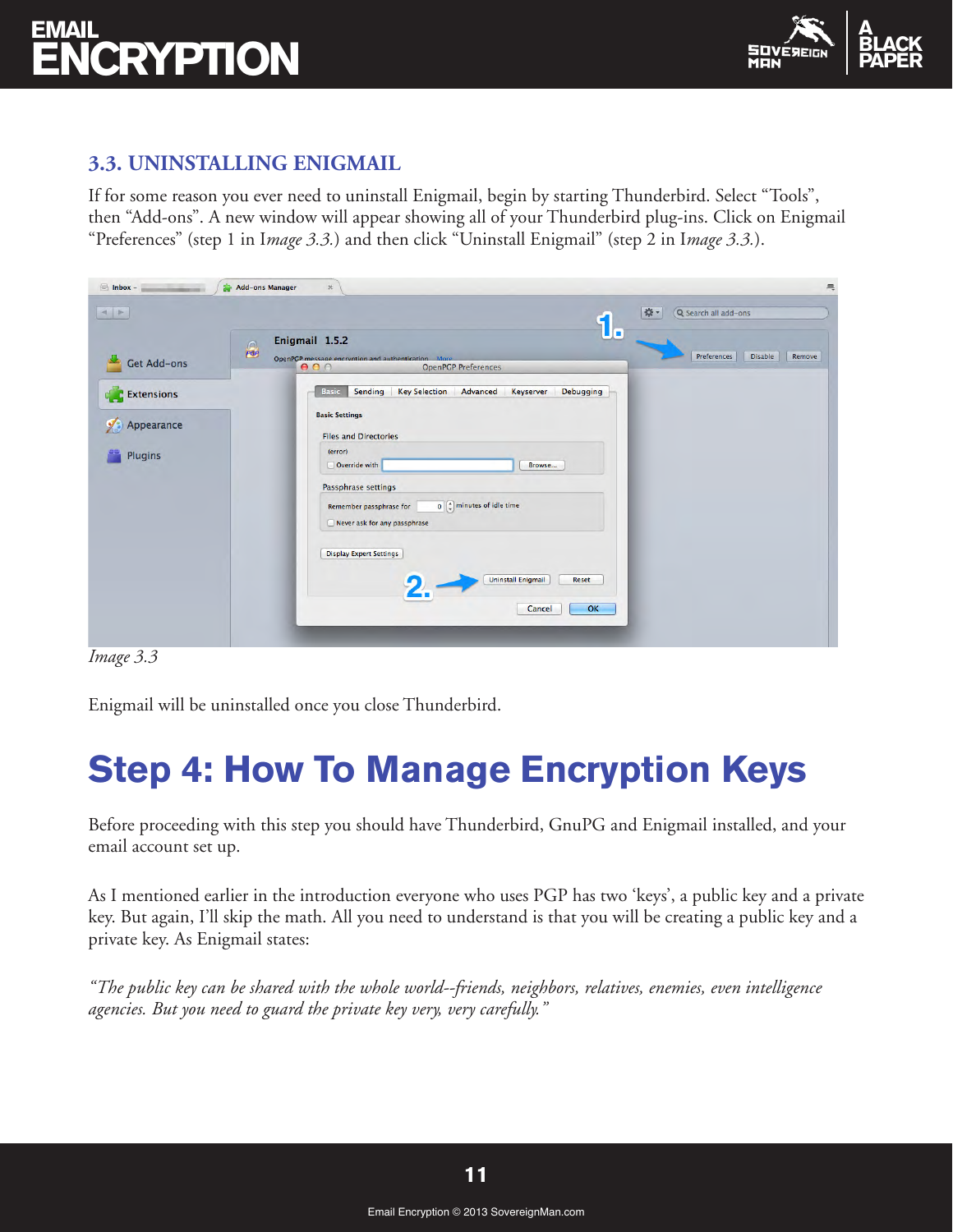### 3.3. UNINSTALLING ENIGMAIL

If for some reason you ever need to uninstall Enigmail, begin by starting Thunderbird. Select “Tools”, then “Add-ons”. A new window will appear showing all of your Thunderbird plug-ins. Click on Enigmail “Preferences” (step 1 in I*mage 3.3.*) and then click “Uninstall Enigmail” (step 2 in I*mage 3.3.*).

*Image 3.3*

Enigmail will be uninstalled once you close Thunderbird.

# Step 4: How To Manage Encryption Keys

Before proceeding with this step you should have Thunderbird, GnuPG and Enigmail installed, and your email account set up.

As I mentioned earlier in the introduction everyone who uses PGP has two ‘keys’, a public key and a private key. But again, I’ll skip the math. All you need to understand is that you will be creating a public key and a private key. As Enigmail states:

*“The public key can be shared with the whole world--friends, neighbors, relatives, enemies, even intelligence agencies. But you need to guard the private key very, very carefully.”*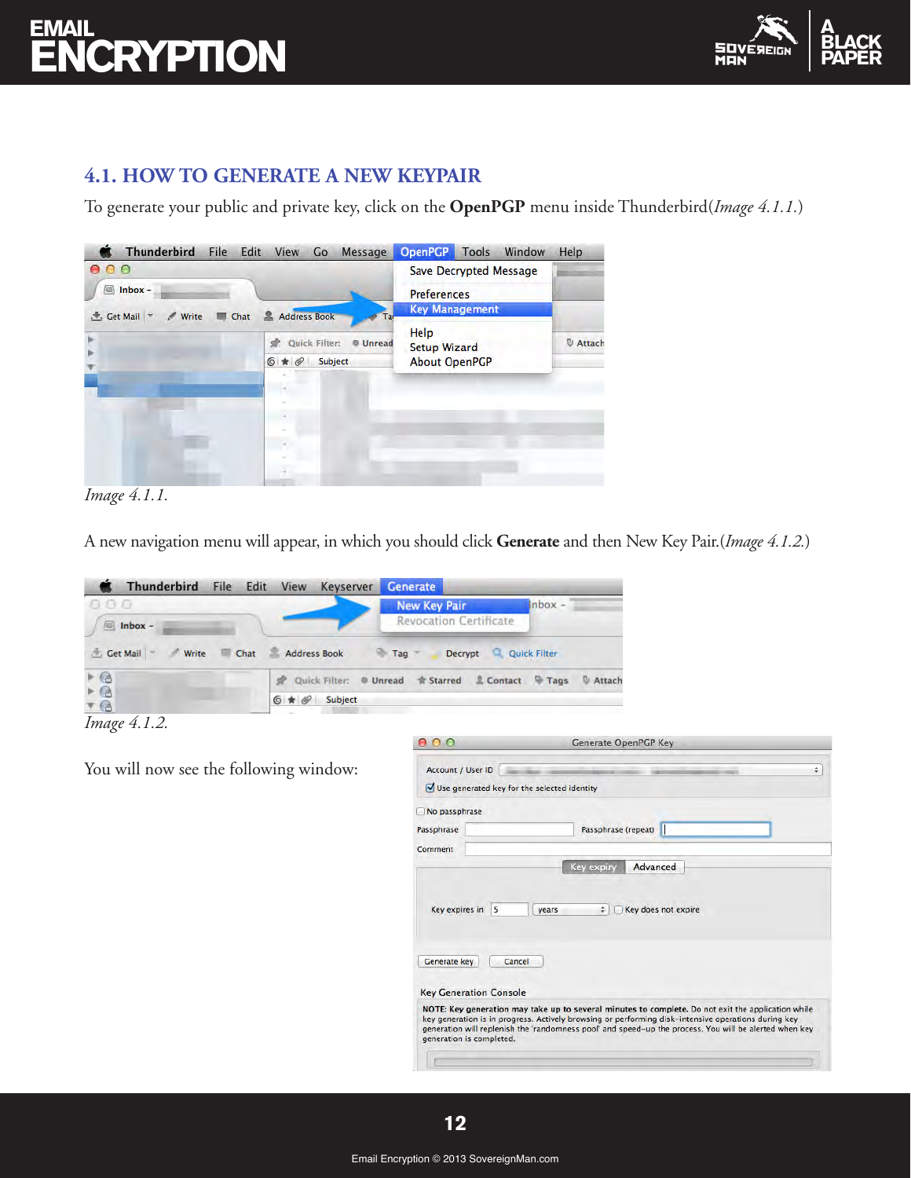## 4.1. HOW TO GENERATE A NEW KEYPAIR

To generate your public and private key, click on the **OpenPGP** menu inside Thunderbird(*Image 4.1.1.*)

*Image 4.1.1.*

A new navigation menu will appear, in which you should click **Generate** and then New Key Pair.(*Image 4.1.2.*)

*Image 4.1.2.*

You will now see the following window: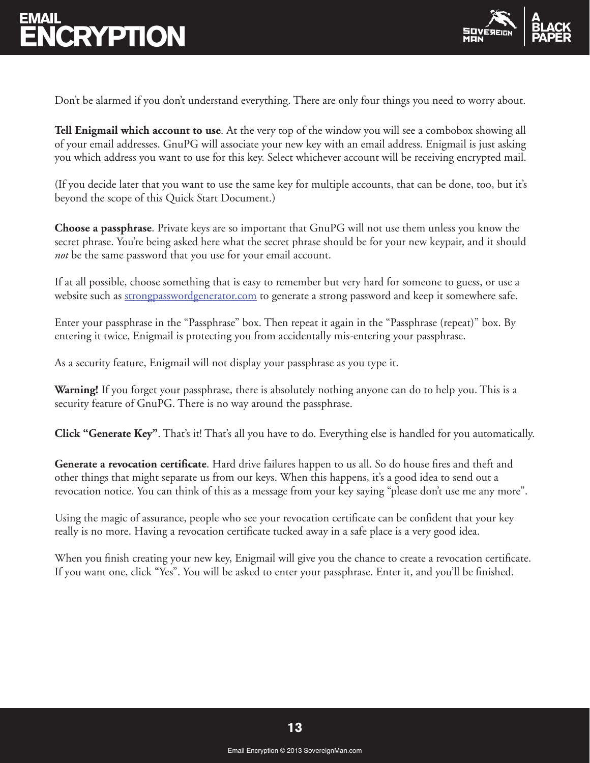Don't be alarmed if you don't understand everything. There are only four things you need to worry about.

**Tell Enigmail which account to use**. At the very top of the window you will see a combobox showing all of your email addresses. GnuPG will associate your new key with an email address. Enigmail is just asking you which address you want to use for this key. Select whichever account will be receiving encrypted mail.

(If you decide later that you want to use the same key for multiple accounts, that can be done, too, but it's beyond the scope of this Quick Start Document.)

**Choose a passphrase**. Private keys are so important that GnuPG will not use them unless you know the secret phrase. You're being asked here what the secret phrase should be for your new keypair, and it should *not* be the same password that you use for your email account.

If at all possible, choose something that is easy to remember but very hard for someone to guess, or use a website such as [strongpasswordgenerator.com](strongpasswordgenerator.com) to generate a strong password and keep it somewhere safe.

Enter your passphrase in the "Passphrase" box. Then repeat it again in the "Passphrase (repeat)" box. By entering it twice, Enigmail is protecting you from accidentally mis-entering your passphrase.

As a security feature, Enigmail will not display your passphrase as you type it.

**Warning!** If you forget your passphrase, there is absolutely nothing anyone can do to help you. This is a security feature of GnuPG. There is no way around the passphrase.

**Click "Generate Key"**. That's it! That's all you have to do. Everything else is handled for you automatically.

**Generate a revocation certificate**. Hard drive failures happen to us all. So do house fires and theft and other things that might separate us from our keys. When this happens, it's a good idea to send out a revocation notice. You can think of this as a message from your key saying "please don't use me any more".

Using the magic of assurance, people who see your revocation certificate can be confident that your key really is no more. Having a revocation certificate tucked away in a safe place is a very good idea.

When you finish creating your new key, Enigmail will give you the chance to create a revocation certificate. If you want one, click "Yes". You will be asked to enter your passphrase. Enter it, and you'll be finished.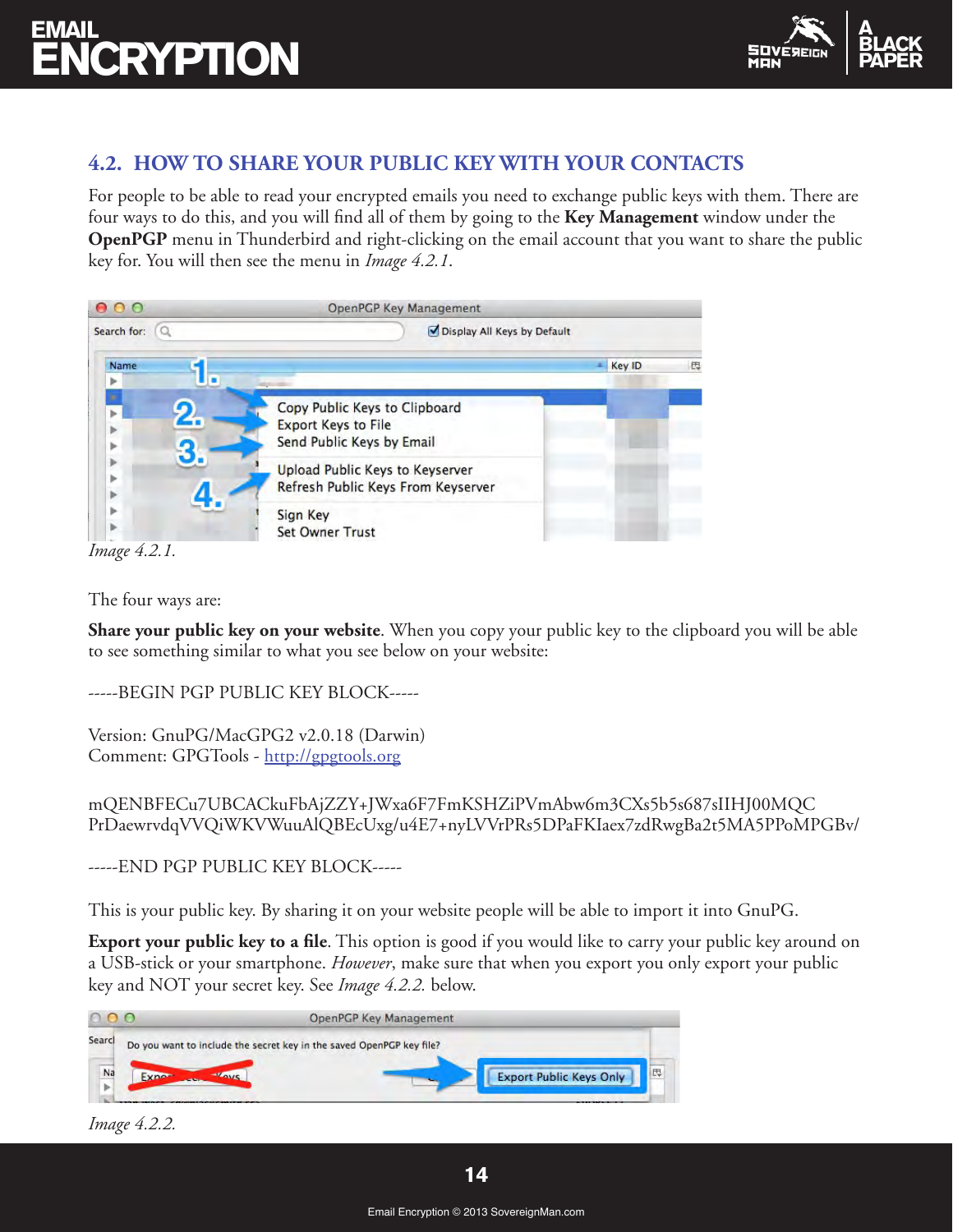## 4.2. HOW TO SHARE YOUR PUBLIC KEY WITH YOUR CONTACTS

For people to be able to read your encrypted emails you need to exchange public keys with them. There are four ways to do this, and you will find all of them by going to the **Key Management** window under the **OpenPGP** menu in Thunderbird and right-clicking on the email account that you want to share the public key for. You will then see the menu in *Image 4.2.1*.

*Image 4.2.1.*

The four ways are:

**Share your public key on your website**. When you copy your public key to the clipboard you will be able to see something similar to what you see below on your website:

-----BEGIN PGP PUBLIC KEY BLOCK-----

Version: GnuPG/MacGPG2 v2.0.18 (Darwin)
Comment: GPGTools - http://gpgtools.org

mQENBFECu7UBCACkuFbAjZZY+JWxa6F7FmKSHZiPVmAbw6m3CXs5b5s687sIIHJ00MQC
PrDaewrvdqVVQiWKVWuuAlQBEcUxg/u4E7+nyLVVrPRs5DPaFKIaex7zdRwgBa2t5MA5PPoMPGBv/

-----END PGP PUBLIC KEY BLOCK-----

This is your public key. By sharing it on your website people will be able to import it into GnuPG.

**Export your public key to a file**. This option is good if you would like to carry your public key around on a USB-stick or your smartphone. *However*, make sure that when you export you only export your public key and NOT your secret key. See *Image 4.2.2.* below.

*Image 4.2.2.*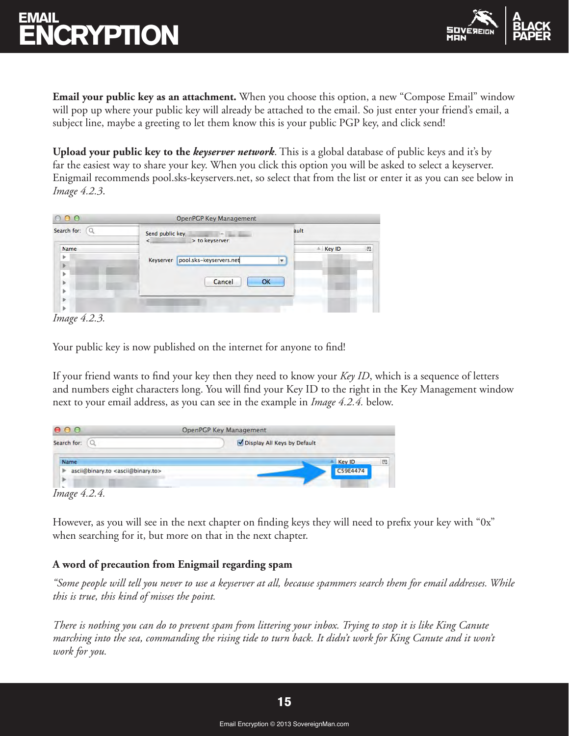**Email your public key as an attachment.** When you choose this option, a new "Compose Email" window will pop up where your public key will already be attached to the email. So just enter your friend's email, a subject line, maybe a greeting to let them know this is your public PGP key, and click send!

**Upload your public key to the *keyserver network*.** This is a global database of public keys and it's by far the easiest way to share your key. When you click this option you will be asked to select a keyserver. Enigmail recommends pool.sks-keyservers.net, so select that from the list or enter it as you can see below in *Image 4.2.3*.

*Image 4.2.3.*

Your public key is now published on the internet for anyone to find!

If your friend wants to find your key then they need to know your *Key ID*, which is a sequence of letters and numbers eight characters long. You will find your Key ID to the right in the Key Management window next to your email address, as you can see in the example in *Image 4.2.4.* below.

*Image 4.2.4.*

However, as you will see in the next chapter on finding keys they will need to prefix your key with "0x" when searching for it, but more on that in the next chapter.

### A word of precaution from Enigmail regarding spam

*"Some people will tell you never to use a keyserver at all, because spammers search them for email addresses. While this is true, this kind of misses the point.*

*There is nothing you can do to prevent spam from littering your inbox. Trying to stop it is like King Canute marching into the sea, commanding the rising tide to turn back. It didn't work for King Canute and it won't work for you.*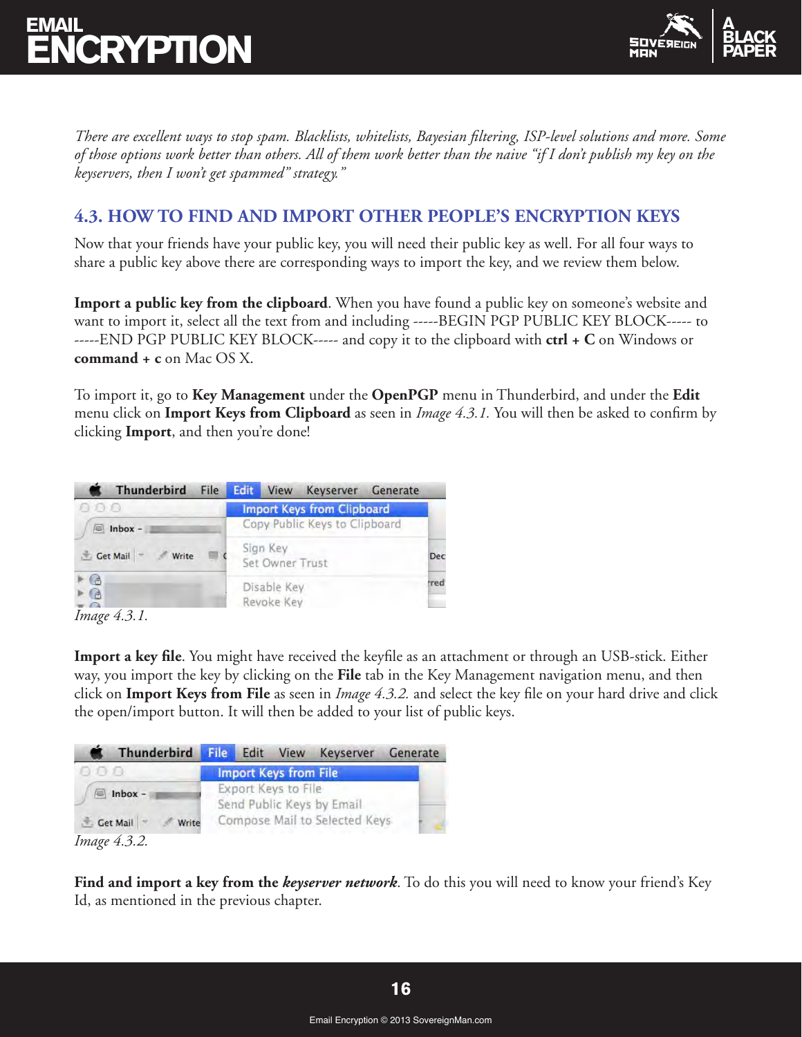*There are excellent ways to stop spam. Blacklists, whitelists, Bayesian filtering, ISP-level solutions and more. Some of those options work better than others. All of them work better than the naive "if I don't publish my key on the keyservers, then I won't get spammed" strategy."*

## 4.3. HOW TO FIND AND IMPORT OTHER PEOPLE'S ENCRYPTION KEYS

Now that your friends have your public key, you will need their public key as well. For all four ways to share a public key above there are corresponding ways to import the key, and we review them below.

**Import a public key from the clipboard**. When you have found a public key on someone's website and want to import it, select all the text from and including -----BEGIN PGP PUBLIC KEY BLOCK----- to -----END PGP PUBLIC KEY BLOCK----- and copy it to the clipboard with **ctrl + C** on Windows or **command + c** on Mac OS X.

To import it, go to **Key Management** under the **OpenPGP** menu in Thunderbird, and under the **Edit** menu click on **Import Keys from Clipboard** as seen in *Image 4.3.1.* You will then be asked to confirm by clicking **Import**, and then you're done!

*Image 4.3.1.*

**Import a key file**. You might have received the keyfile as an attachment or through an USB-stick. Either way, you import the key by clicking on the **File** tab in the Key Management navigation menu, and then click on **Import Keys from File** as seen in *Image 4.3.2.* and select the key file on your hard drive and click the open/import button. It will then be added to your list of public keys.

*Image 4.3.2.*

**Find and import a key from the *keyserver network***. To do this you will need to know your friend's Key Id, as mentioned in the previous chapter.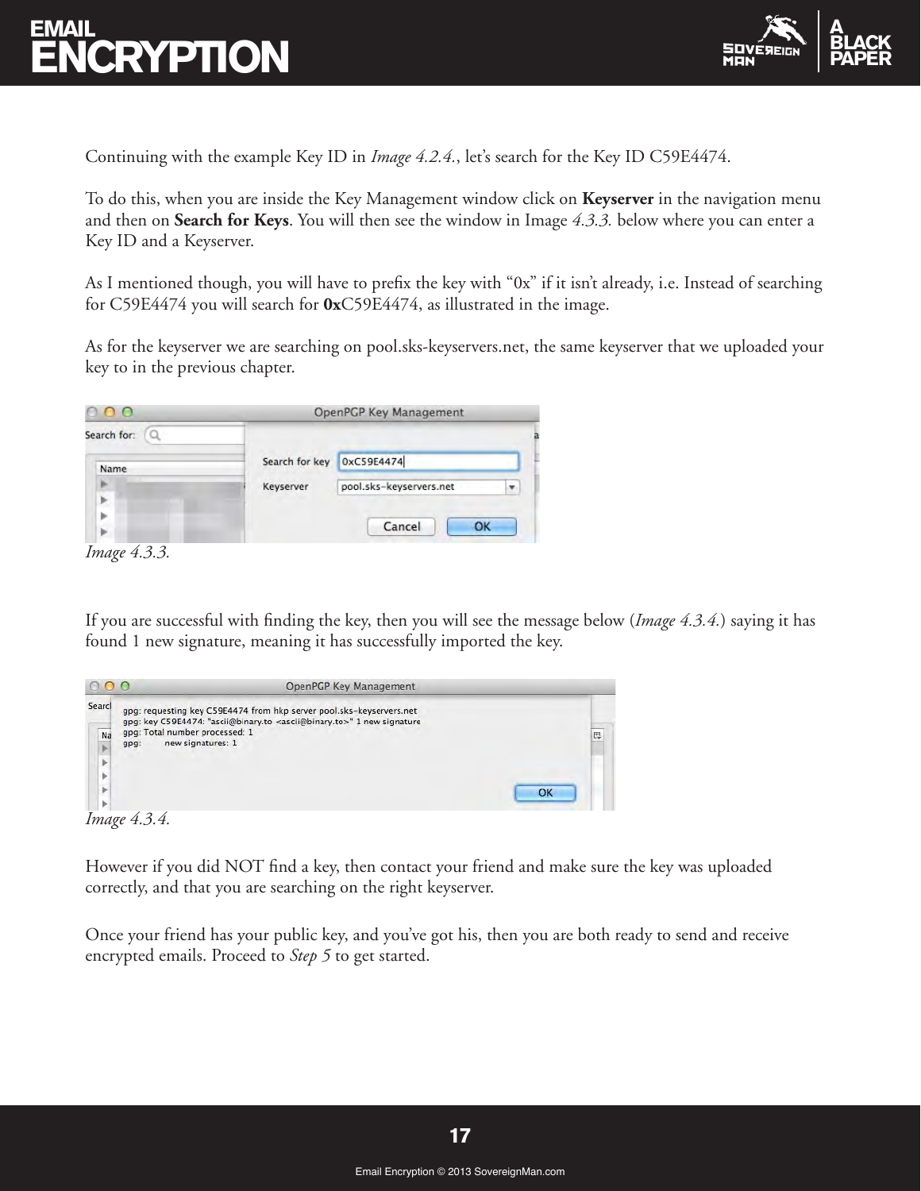Continuing with the example Key ID in *Image 4.2.4.*, let's search for the Key ID C59E4474.

To do this, when you are inside the Key Management window click on **Keyserver** in the navigation menu and then on **Search for Keys**. You will then see the window in Image *4.3.3.* below where you can enter a Key ID and a Keyserver.

As I mentioned though, you will have to prefix the key with "0x" if it isn't already, i.e. Instead of searching for C59E4474 you will search for **0x**C59E4474, as illustrated in the image.

As for the keyserver we are searching on pool.sks-keyservers.net, the same keyserver that we uploaded your key to in the previous chapter.

*Image 4.3.3.*

If you are successful with finding the key, then you will see the message below (*Image 4.3.4.*) saying it has found 1 new signature, meaning it has successfully imported the key.

*Image 4.3.4.*

However if you did NOT find a key, then contact your friend and make sure the key was uploaded correctly, and that you are searching on the right keyserver.

Once your friend has your public key, and you've got his, then you are both ready to send and receive encrypted emails. Proceed to *Step 5* to get started.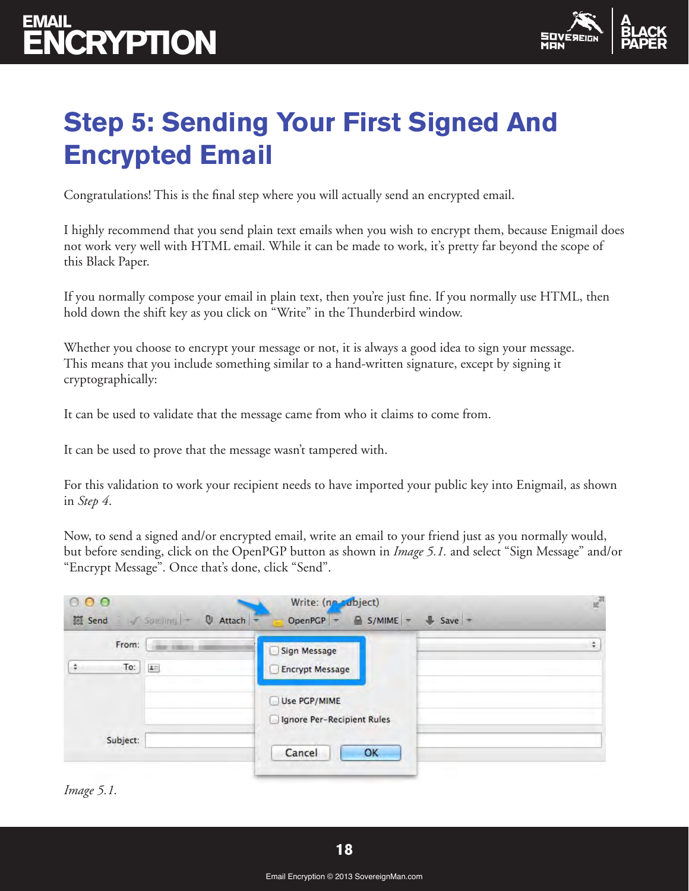# Step 5: Sending Your First Signed And Encrypted Email

Congratulations! This is the final step where you will actually send an encrypted email.

I highly recommend that you send plain text emails when you wish to encrypt them, because Enigmail does not work very well with HTML email. While it can be made to work, it's pretty far beyond the scope of this Black Paper.

If you normally compose your email in plain text, then you're just fine. If you normally use HTML, then hold down the shift key as you click on "Write" in the Thunderbird window.

Whether you choose to encrypt your message or not, it is always a good idea to sign your message. This means that you include something similar to a hand-written signature, except by signing it cryptographically:

It can be used to validate that the message came from who it claims to come from.

It can be used to prove that the message wasn't tampered with.

For this validation to work your recipient needs to have imported your public key into Enigmail, as shown in *Step 4*.

Now, to send a signed and/or encrypted email, write an email to your friend just as you normally would, but before sending, click on the OpenPGP button as shown in *Image 5.1.* and select "Sign Message" and/or "Encrypt Message". Once that's done, click "Send".

*Image 5.1.*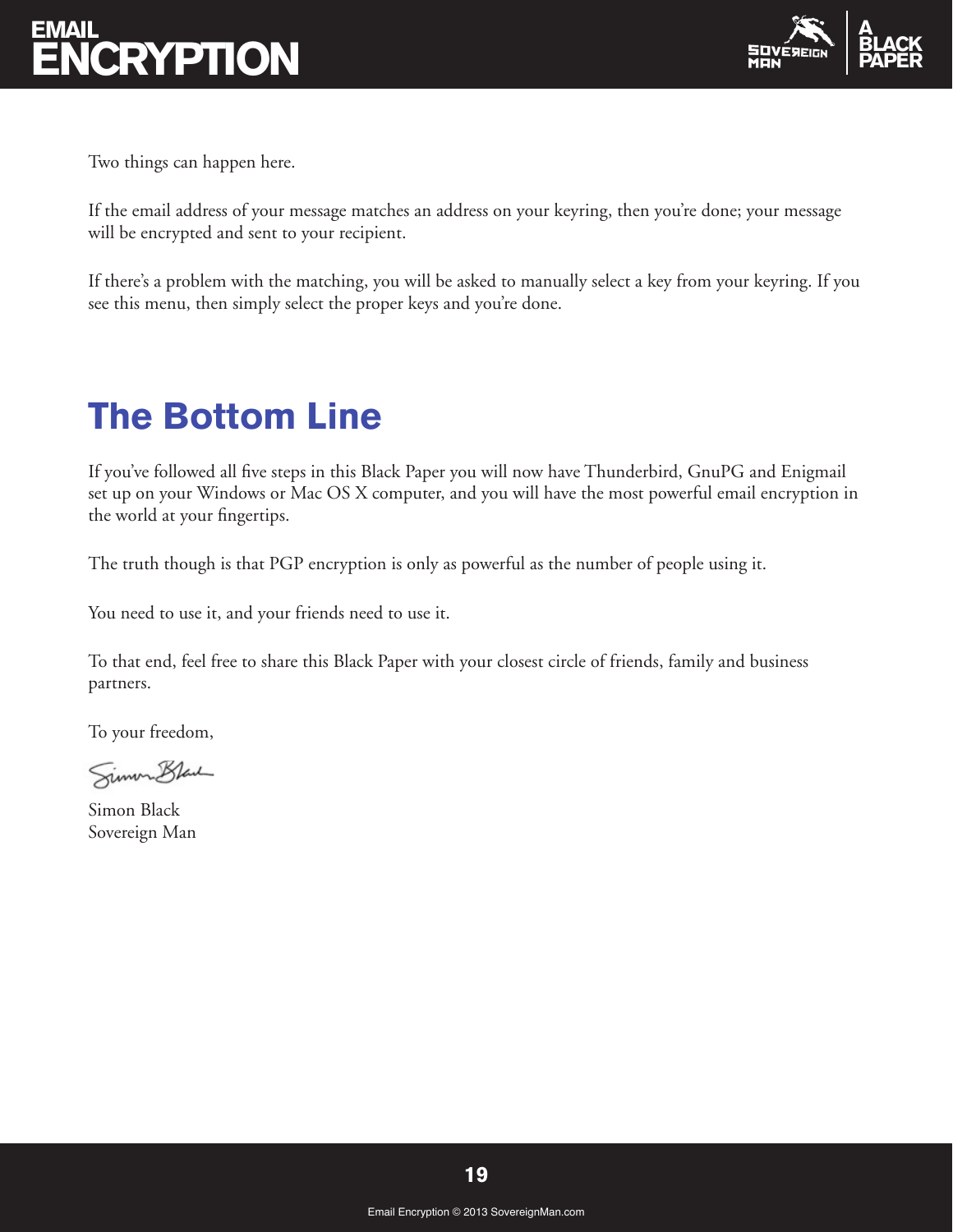Two things can happen here.

If the email address of your message matches an address on your keyring, then you're done; your message will be encrypted and sent to your recipient.

If there's a problem with the matching, you will be asked to manually select a key from your keyring. If you see this menu, then simply select the proper keys and you're done.

## The Bottom Line

If you've followed all five steps in this Black Paper you will now have Thunderbird, GnuPG and Enigmail set up on your Windows or Mac OS X computer, and you will have the most powerful email encryption in the world at your fingertips.

The truth though is that PGP encryption is only as powerful as the number of people using it.

You need to use it, and your friends need to use it.

To that end, feel free to share this Black Paper with your closest circle of friends, family and business partners.

To your freedom,

Simon Black
Sovereign Man